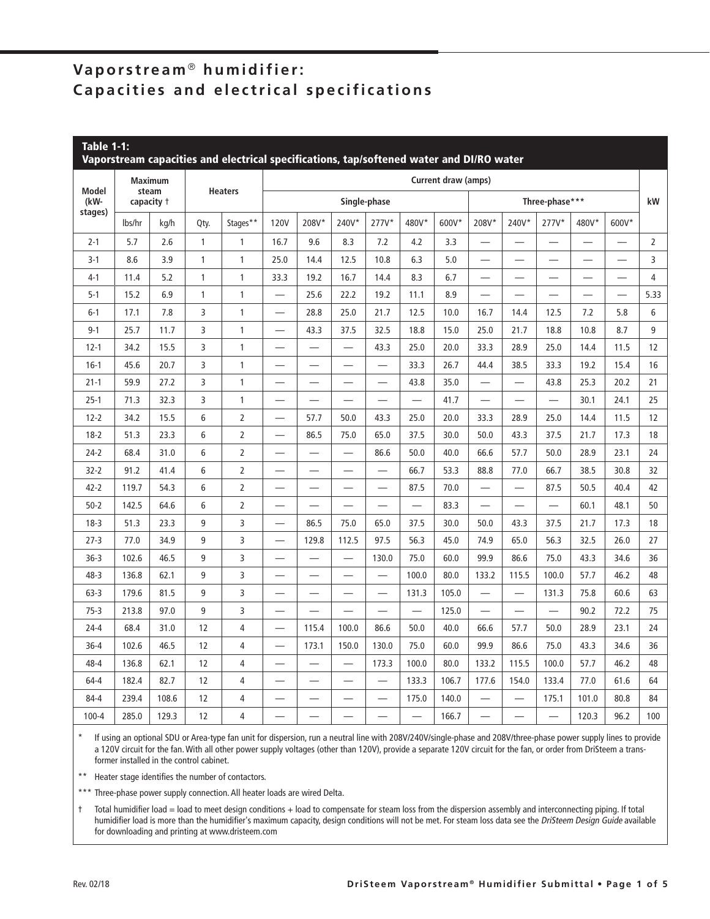# Vaporstream® humidifier: Capacities and electrical specifications

**Table 1-1: Vaporstream capacities and electrical specifications, tap/softened water and DI/RO water**

| Model (kW-stages) | Maximum steam capacity † | | Heaters | | Current draw (amps) | | | | | | | | | | | kW |
|---|---|---|---|---|---|---|---|---|---|---|---|---|---|---|---|---|
| | | | | | Single-phase | | | | | | Three-phase*** | | | | | |
| | lbs/hr | kg/h | Qty. | Stages** | 120V | 208V* | 240V* | 277V* | 480V* | 600V* | 208V* | 240V* | 277V* | 480V* | 600V* | |
| 2-1 | 5.7 | 2.6 | 1 | 1 | 16.7 | 9.6 | 8.3 | 7.2 | 4.2 | 3.3 | — | — | — | — | — | 2 |
| 3-1 | 8.6 | 3.9 | 1 | 1 | 25.0 | 14.4 | 12.5 | 10.8 | 6.3 | 5.0 | — | — | — | — | — | 3 |
| 4-1 | 11.4 | 5.2 | 1 | 1 | 33.3 | 19.2 | 16.7 | 14.4 | 8.3 | 6.7 | — | — | — | — | — | 4 |
| 5-1 | 15.2 | 6.9 | 1 | 1 | — | 25.6 | 22.2 | 19.2 | 11.1 | 8.9 | — | — | — | — | — | 5.33 |
| 6-1 | 17.1 | 7.8 | 3 | 1 | — | 28.8 | 25.0 | 21.7 | 12.5 | 10.0 | 16.7 | 14.4 | 12.5 | 7.2 | 5.8 | 6 |
| 9-1 | 25.7 | 11.7 | 3 | 1 | — | 43.3 | 37.5 | 32.5 | 18.8 | 15.0 | 25.0 | 21.7 | 18.8 | 10.8 | 8.7 | 9 |
| 12-1 | 34.2 | 15.5 | 3 | 1 | — | — | — | 43.3 | 25.0 | 20.0 | 33.3 | 28.9 | 25.0 | 14.4 | 11.5 | 12 |
| 16-1 | 45.6 | 20.7 | 3 | 1 | — | — | — | — | 33.3 | 26.7 | 44.4 | 38.5 | 33.3 | 19.2 | 15.4 | 16 |
| 21-1 | 59.9 | 27.2 | 3 | 1 | — | — | — | — | 43.8 | 35.0 | — | — | 43.8 | 25.3 | 20.2 | 21 |
| 25-1 | 71.3 | 32.3 | 3 | 1 | — | — | — | — | — | 41.7 | — | — | — | 30.1 | 24.1 | 25 |
| 12-2 | 34.2 | 15.5 | 6 | 2 | — | 57.7 | 50.0 | 43.3 | 25.0 | 20.0 | 33.3 | 28.9 | 25.0 | 14.4 | 11.5 | 12 |
| 18-2 | 51.3 | 23.3 | 6 | 2 | — | 86.5 | 75.0 | 65.0 | 37.5 | 30.0 | 50.0 | 43.3 | 37.5 | 21.7 | 17.3 | 18 |
| 24-2 | 68.4 | 31.0 | 6 | 2 | — | — | — | 86.6 | 50.0 | 40.0 | 66.6 | 57.7 | 50.0 | 28.9 | 23.1 | 24 |
| 32-2 | 91.2 | 41.4 | 6 | 2 | — | — | — | — | 66.7 | 53.3 | 88.8 | 77.0 | 66.7 | 38.5 | 30.8 | 32 |
| 42-2 | 119.7 | 54.3 | 6 | 2 | — | — | — | — | 87.5 | 70.0 | — | — | 87.5 | 50.5 | 40.4 | 42 |
| 50-2 | 142.5 | 64.6 | 6 | 2 | — | — | — | — | — | 83.3 | — | — | — | 60.1 | 48.1 | 50 |
| 18-3 | 51.3 | 23.3 | 9 | 3 | — | 86.5 | 75.0 | 65.0 | 37.5 | 30.0 | 50.0 | 43.3 | 37.5 | 21.7 | 17.3 | 18 |
| 27-3 | 77.0 | 34.9 | 9 | 3 | — | 129.8 | 112.5 | 97.5 | 56.3 | 45.0 | 74.9 | 65.0 | 56.3 | 32.5 | 26.0 | 27 |
| 36-3 | 102.6 | 46.5 | 9 | 3 | — | — | — | 130.0 | 75.0 | 60.0 | 99.9 | 86.6 | 75.0 | 43.3 | 34.6 | 36 |
| 48-3 | 136.8 | 62.1 | 9 | 3 | — | — | — | — | 100.0 | 80.0 | 133.2 | 115.5 | 100.0 | 57.7 | 46.2 | 48 |
| 63-3 | 179.6 | 81.5 | 9 | 3 | — | — | — | — | 131.3 | 105.0 | — | — | 131.3 | 75.8 | 60.6 | 63 |
| 75-3 | 213.8 | 97.0 | 9 | 3 | — | — | — | — | — | 125.0 | — | — | — | 90.2 | 72.2 | 75 |
| 24-4 | 68.4 | 31.0 | 12 | 4 | — | 115.4 | 100.0 | 86.6 | 50.0 | 40.0 | 66.6 | 57.7 | 50.0 | 28.9 | 23.1 | 24 |
| 36-4 | 102.6 | 46.5 | 12 | 4 | — | 173.1 | 150.0 | 130.0 | 75.0 | 60.0 | 99.9 | 86.6 | 75.0 | 43.3 | 34.6 | 36 |
| 48-4 | 136.8 | 62.1 | 12 | 4 | — | — | — | 173.3 | 100.0 | 80.0 | 133.2 | 115.5 | 100.0 | 57.7 | 46.2 | 48 |
| 64-4 | 182.4 | 82.7 | 12 | 4 | — | — | — | — | 133.3 | 106.7 | 177.6 | 154.0 | 133.4 | 77.0 | 61.6 | 64 |
| 84-4 | 239.4 | 108.6 | 12 | 4 | — | — | — | — | 175.0 | 140.0 | — | — | 175.1 | 101.0 | 80.8 | 84 |
| 100-4 | 285.0 | 129.3 | 12 | 4 | — | — | — | — | — | 166.7 | — | — | — | 120.3 | 96.2 | 100 |

\* If using an optional SDU or Area-type fan unit for dispersion, run a neutral line with 208V/240V/single-phase and 208V/three-phase power supply lines to provide a 120V circuit for the fan. With all other power supply voltages (other than 120V), provide a separate 120V circuit for the fan, or order from DriSteem a transformer installed in the control cabinet.

\*\* Heater stage identifies the number of contactors.

\*\*\* Three-phase power supply connection. All heater loads are wired Delta.

† Total humidifier load = load to meet design conditions + load to compensate for steam loss from the dispersion assembly and interconnecting piping. If total humidifier load is more than the humidifier's maximum capacity, design conditions will not be met. For steam loss data see the *DriSteem Design Guide* available for downloading and printing at www.dristeem.com

Rev. 02/18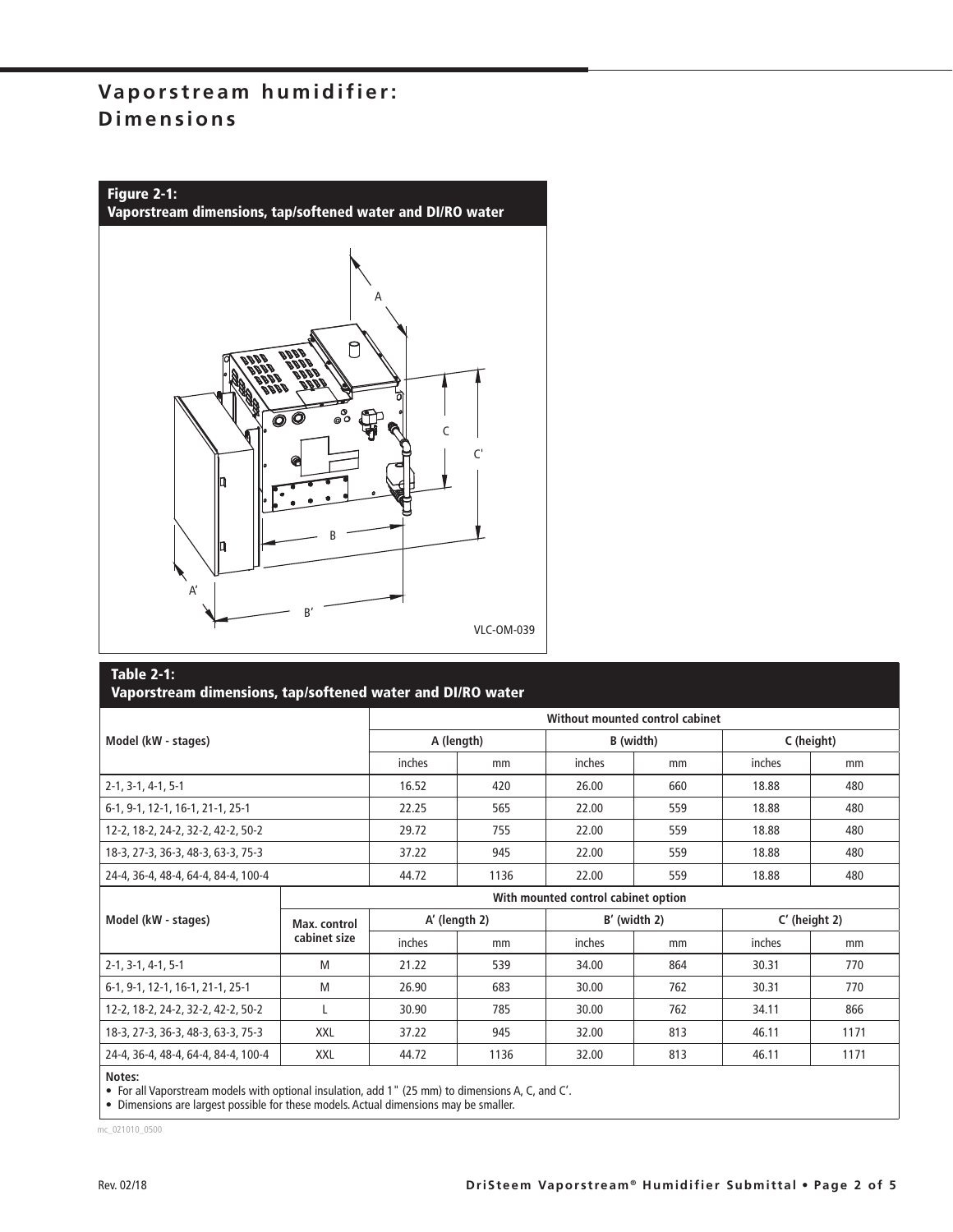# Vaporstream humidifier: Dimensions

**Figure 2-1:**
**Vaporstream dimensions, tap/softened water and DI/RO water**

VLC-OM-039

**Table 2-1:**
**Vaporstream dimensions, tap/softened water and DI/RO water**

| Model (kW - stages) | | Without mounted control cabinet | | | | | |
|---|---|---|---|---|---|---|---|
| | | A (length) | | B (width) | | C (height) | |
| | | inches | mm | inches | mm | inches | mm |
| 2-1, 3-1, 4-1, 5-1 | | 16.52 | 420 | 26.00 | 660 | 18.88 | 480 |
| 6-1, 9-1, 12-1, 16-1, 21-1, 25-1 | | 22.25 | 565 | 22.00 | 559 | 18.88 | 480 |
| 12-2, 18-2, 24-2, 32-2, 42-2, 50-2 | | 29.72 | 755 | 22.00 | 559 | 18.88 | 480 |
| 18-3, 27-3, 36-3, 48-3, 63-3, 75-3 | | 37.22 | 945 | 22.00 | 559 | 18.88 | 480 |
| 24-4, 36-4, 48-4, 64-4, 84-4, 100-4 | | 44.72 | 1136 | 22.00 | 559 | 18.88 | 480 |
| Model (kW - stages) | With mounted control cabinet option | | | | | | |
| | Max. control cabinet size | A' (length 2) | | B' (width 2) | | C' (height 2) | |
| | | inches | mm | inches | mm | inches | mm |
| 2-1, 3-1, 4-1, 5-1 | M | 21.22 | 539 | 34.00 | 864 | 30.31 | 770 |
| 6-1, 9-1, 12-1, 16-1, 21-1, 25-1 | M | 26.90 | 683 | 30.00 | 762 | 30.31 | 770 |
| 12-2, 18-2, 24-2, 32-2, 42-2, 50-2 | L | 30.90 | 785 | 30.00 | 762 | 34.11 | 866 |
| 18-3, 27-3, 36-3, 48-3, 63-3, 75-3 | XXL | 37.22 | 945 | 32.00 | 813 | 46.11 | 1171 |
| 24-4, 36-4, 48-4, 64-4, 84-4, 100-4 | XXL | 44.72 | 1136 | 32.00 | 813 | 46.11 | 1171 |

**Notes:**
- For all Vaporstream models with optional insulation, add 1" (25 mm) to dimensions A, C, and C'.
- Dimensions are largest possible for these models. Actual dimensions may be smaller.

mc_021010_0500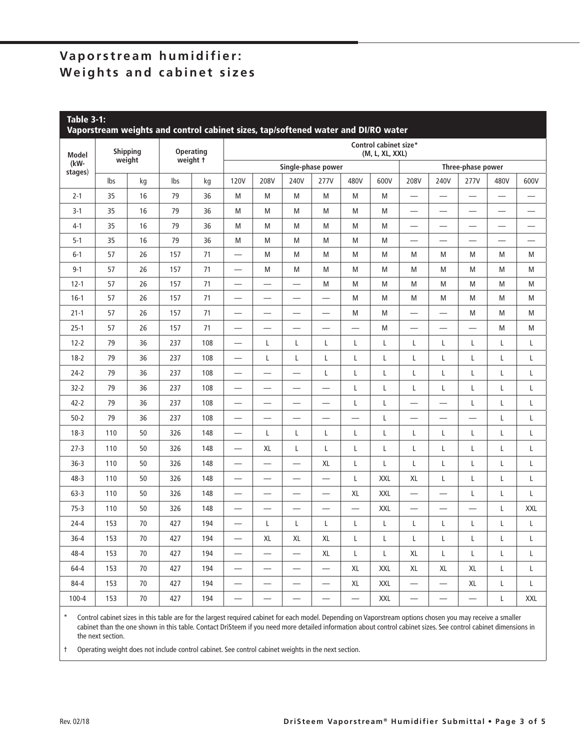# Vaporstream humidifier: Weights and cabinet sizes

**Table 3-1: Vaporstream weights and control cabinet sizes, tap/softened water and DI/RO water**

| Model (kW-stages) | Shipping weight | | Operating weight † | | Control cabinet size* (M, L, XL, XXL) | | | | | | | | | | |
|---|---|---|---|---|---|---|---|---|---|---|---|---|---|---|---|
| | | | | | Single-phase power | | | | | | Three-phase power | | | | |
| | lbs | kg | lbs | kg | 120V | 208V | 240V | 277V | 480V | 600V | 208V | 240V | 277V | 480V | 600V |
| 2-1 | 35 | 16 | 79 | 36 | M | M | M | M | M | M | — | — | — | — | — |
| 3-1 | 35 | 16 | 79 | 36 | M | M | M | M | M | M | — | — | — | — | — |
| 4-1 | 35 | 16 | 79 | 36 | M | M | M | M | M | M | — | — | — | — | — |
| 5-1 | 35 | 16 | 79 | 36 | M | M | M | M | M | M | — | — | — | — | — |
| 6-1 | 57 | 26 | 157 | 71 | — | M | M | M | M | M | M | M | M | M | M |
| 9-1 | 57 | 26 | 157 | 71 | — | M | M | M | M | M | M | M | M | M | M |
| 12-1 | 57 | 26 | 157 | 71 | — | — | — | M | M | M | M | M | M | M | M |
| 16-1 | 57 | 26 | 157 | 71 | — | — | — | — | M | M | M | M | M | M | M |
| 21-1 | 57 | 26 | 157 | 71 | — | — | — | — | M | M | — | — | M | M | M |
| 25-1 | 57 | 26 | 157 | 71 | — | — | — | — | — | M | — | — | — | M | M |
| 12-2 | 79 | 36 | 237 | 108 | — | L | L | L | L | L | L | L | L | L | L |
| 18-2 | 79 | 36 | 237 | 108 | — | L | L | L | L | L | L | L | L | L | L |
| 24-2 | 79 | 36 | 237 | 108 | — | — | — | L | L | L | L | L | L | L | L |
| 32-2 | 79 | 36 | 237 | 108 | — | — | — | — | L | L | L | L | L | L | L |
| 42-2 | 79 | 36 | 237 | 108 | — | — | — | — | L | L | — | — | L | L | L |
| 50-2 | 79 | 36 | 237 | 108 | — | — | — | — | — | L | — | — | — | L | L |
| 18-3 | 110 | 50 | 326 | 148 | — | L | L | L | L | L | L | L | L | L | L |
| 27-3 | 110 | 50 | 326 | 148 | — | XL | L | L | L | L | L | L | L | L | L |
| 36-3 | 110 | 50 | 326 | 148 | — | — | — | XL | L | L | L | L | L | L | L |
| 48-3 | 110 | 50 | 326 | 148 | — | — | — | — | L | XXL | XL | L | L | L | L |
| 63-3 | 110 | 50 | 326 | 148 | — | — | — | — | XL | XXL | — | — | L | L | L |
| 75-3 | 110 | 50 | 326 | 148 | — | — | — | — | — | XXL | — | — | — | L | XXL |
| 24-4 | 153 | 70 | 427 | 194 | — | L | L | L | L | L | L | L | L | L | L |
| 36-4 | 153 | 70 | 427 | 194 | — | XL | XL | XL | L | L | L | L | L | L | L |
| 48-4 | 153 | 70 | 427 | 194 | — | — | — | XL | L | L | XL | L | L | L | L |
| 64-4 | 153 | 70 | 427 | 194 | — | — | — | — | XL | XXL | XL | XL | XL | L | L |
| 84-4 | 153 | 70 | 427 | 194 | — | — | — | — | XL | XXL | — | — | XL | L | L |
| 100-4 | 153 | 70 | 427 | 194 | — | — | — | — | — | XXL | — | — | — | L | XXL |

\* Control cabinet sizes in this table are for the largest required cabinet for each model. Depending on Vaporstream options chosen you may receive a smaller cabinet than the one shown in this table. Contact DriSteem if you need more detailed information about control cabinet sizes. See control cabinet dimensions in the next section.

† Operating weight does not include control cabinet. See control cabinet weights in the next section.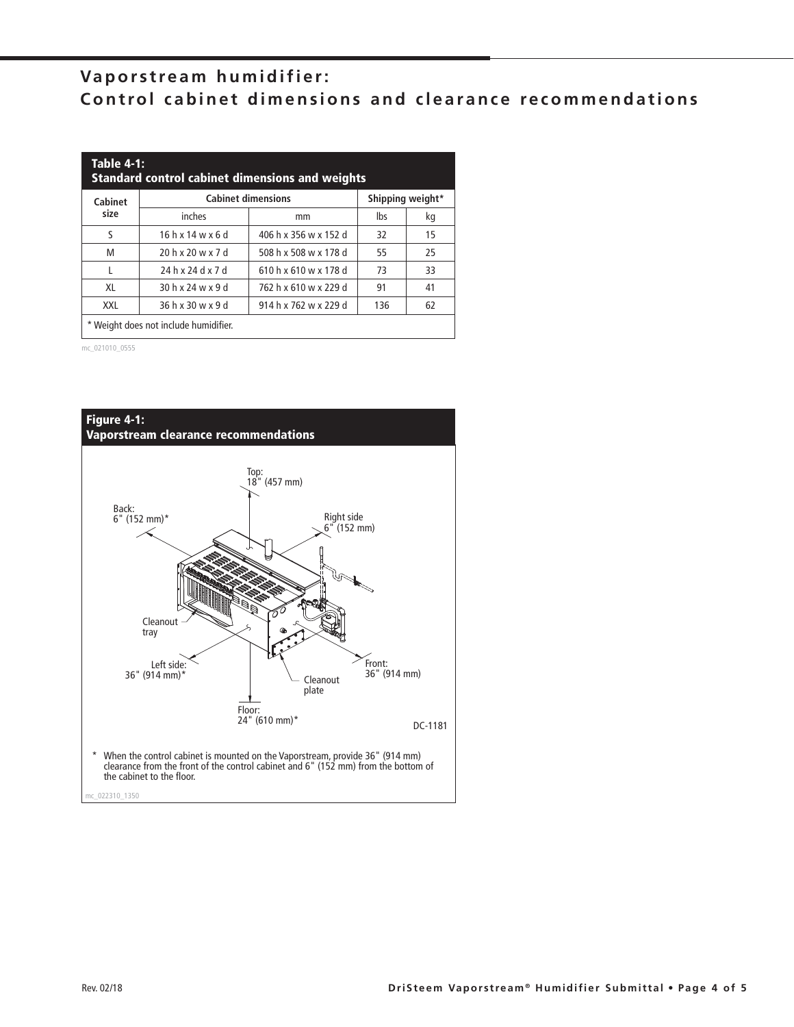# Vaporstream humidifier:
# Control cabinet dimensions and clearance recommendations

**Table 4-1:**
**Standard control cabinet dimensions and weights**

| Cabinet size | Cabinet dimensions | | Shipping weight* | |
|---|---|---|---|---|
| | inches | mm | lbs | kg |
| S | 16 h x 14 w x 6 d | 406 h x 356 w x 152 d | 32 | 15 |
| M | 20 h x 20 w x 7 d | 508 h x 508 w x 178 d | 55 | 25 |
| L | 24 h x 24 d x 7 d | 610 h x 610 w x 178 d | 73 | 33 |
| XL | 30 h x 24 w x 9 d | 762 h x 610 w x 229 d | 91 | 41 |
| XXL | 36 h x 30 w x 9 d | 914 h x 762 w x 229 d | 136 | 62 |

\* Weight does not include humidifier.

mc_021010_0555

**Figure 4-1:**
**Vaporstream clearance recommendations**

Top: 18" (457 mm)

Back: 6" (152 mm)*

Right side 6" (152 mm)

Cleanout tray

Left side: 36" (914 mm)*

Front: 36" (914 mm)

Cleanout plate

Floor: 24" (610 mm)*

DC-1181

\* When the control cabinet is mounted on the Vaporstream, provide 36" (914 mm) clearance from the front of the control cabinet and 6" (152 mm) from the bottom of the cabinet to the floor.

mc_022310_1350

Rev. 02/18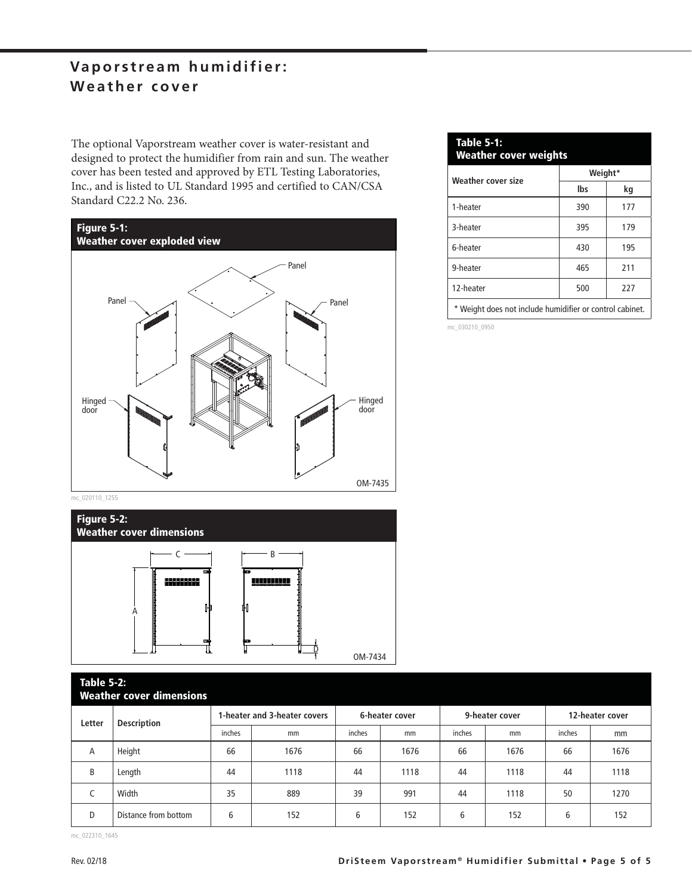# Vaporstream humidifier: Weather cover

The optional Vaporstream weather cover is water-resistant and designed to protect the humidifier from rain and sun. The weather cover has been tested and approved by ETL Testing Laboratories, Inc., and is listed to UL Standard 1995 and certified to CAN/CSA Standard C22.2 No. 236.

**Figure 5-1: Weather cover exploded view**

Panel

Panel

Panel

Hinged door

Hinged door

OM-7435

mc_020110_1255

**Figure 5-2: Weather cover dimensions**

C

B

A

D

OM-7434

**Table 5-1: Weather cover weights**

| Weather cover size | Weight* | |
|---|---|---|
| | lbs | kg |
| 1-heater | 390 | 177 |
| 3-heater | 395 | 179 |
| 6-heater | 430 | 195 |
| 9-heater | 465 | 211 |
| 12-heater | 500 | 227 |

\* Weight does not include humidifier or control cabinet.

mc_030210_0950

**Table 5-2: Weather cover dimensions**

| Letter | Description | 1-heater and 3-heater covers | | 6-heater cover | | 9-heater cover | | 12-heater cover | |
|---|---|---|---|---|---|---|---|---|---|
| | | inches | mm | inches | mm | inches | mm | inches | mm |
| A | Height | 66 | 1676 | 66 | 1676 | 66 | 1676 | 66 | 1676 |
| B | Length | 44 | 1118 | 44 | 1118 | 44 | 1118 | 44 | 1118 |
| C | Width | 35 | 889 | 39 | 991 | 44 | 1118 | 50 | 1270 |
| D | Distance from bottom | 6 | 152 | 6 | 152 | 6 | 152 | 6 | 152 |

mc_022310_1645

Rev. 02/18